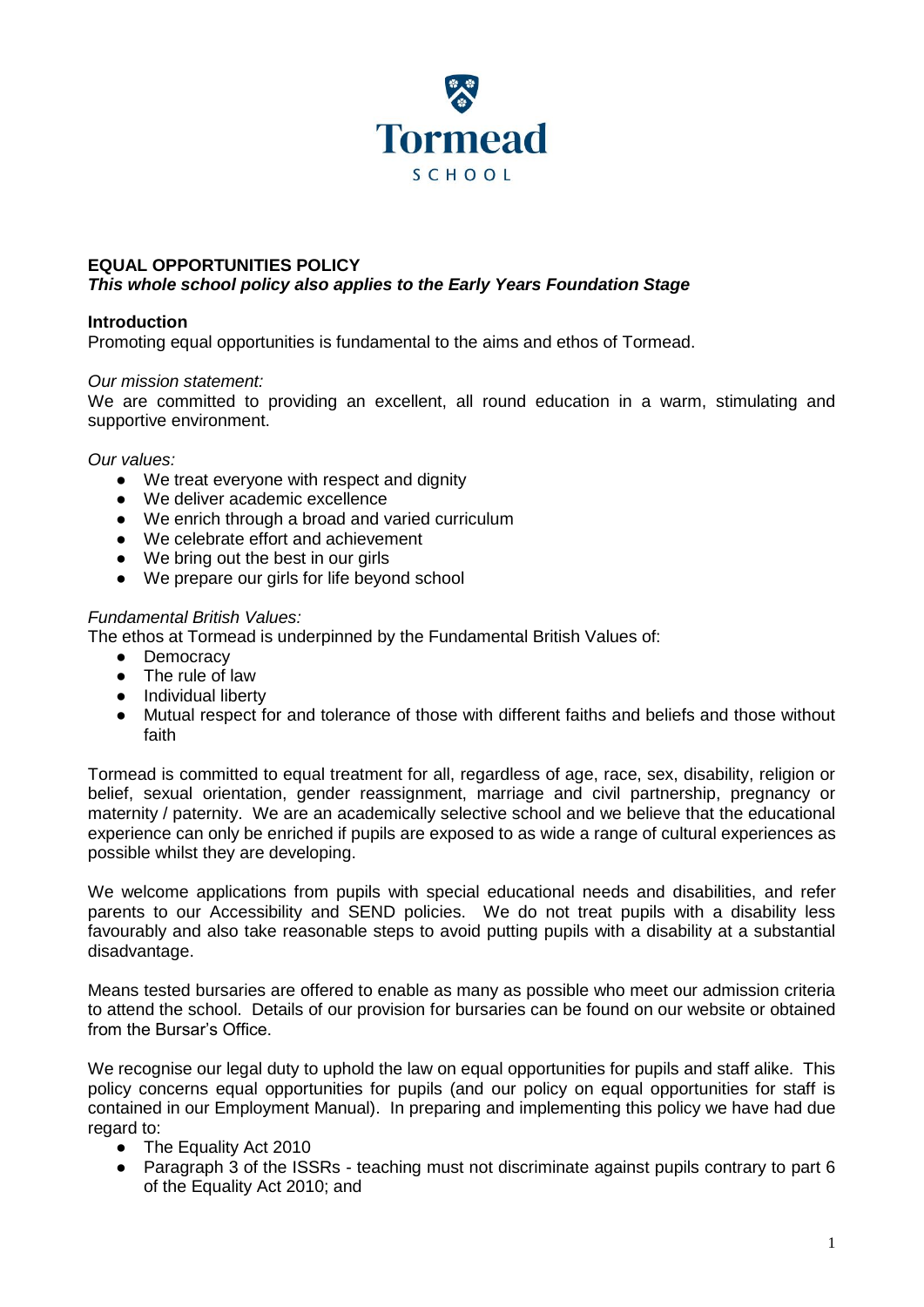Tormead

SCHOOL

**EQUAL OPPORTUNITIES POLICY**

***This whole school policy also applies to the Early Years Foundation Stage***

**Introduction**

Promoting equal opportunities is fundamental to the aims and ethos of Tormead.

*Our mission statement:*

We are committed to providing an excellent, all round education in a warm, stimulating and supportive environment.

*Our values:*

- We treat everyone with respect and dignity
- We deliver academic excellence
- We enrich through a broad and varied curriculum
- We celebrate effort and achievement
- We bring out the best in our girls
- We prepare our girls for life beyond school

*Fundamental British Values:*

The ethos at Tormead is underpinned by the Fundamental British Values of:

- Democracy
- The rule of law
- Individual liberty
- Mutual respect for and tolerance of those with different faiths and beliefs and those without faith

Tormead is committed to equal treatment for all, regardless of age, race, sex, disability, religion or belief, sexual orientation, gender reassignment, marriage and civil partnership, pregnancy or maternity / paternity. We are an academically selective school and we believe that the educational experience can only be enriched if pupils are exposed to as wide a range of cultural experiences as possible whilst they are developing.

We welcome applications from pupils with special educational needs and disabilities, and refer parents to our Accessibility and SEND policies. We do not treat pupils with a disability less favourably and also take reasonable steps to avoid putting pupils with a disability at a substantial disadvantage.

Means tested bursaries are offered to enable as many as possible who meet our admission criteria to attend the school. Details of our provision for bursaries can be found on our website or obtained from the Bursar's Office.

We recognise our legal duty to uphold the law on equal opportunities for pupils and staff alike. This policy concerns equal opportunities for pupils (and our policy on equal opportunities for staff is contained in our Employment Manual). In preparing and implementing this policy we have had due regard to:

- The Equality Act 2010
- Paragraph 3 of the ISSRs - teaching must not discriminate against pupils contrary to part 6 of the Equality Act 2010; and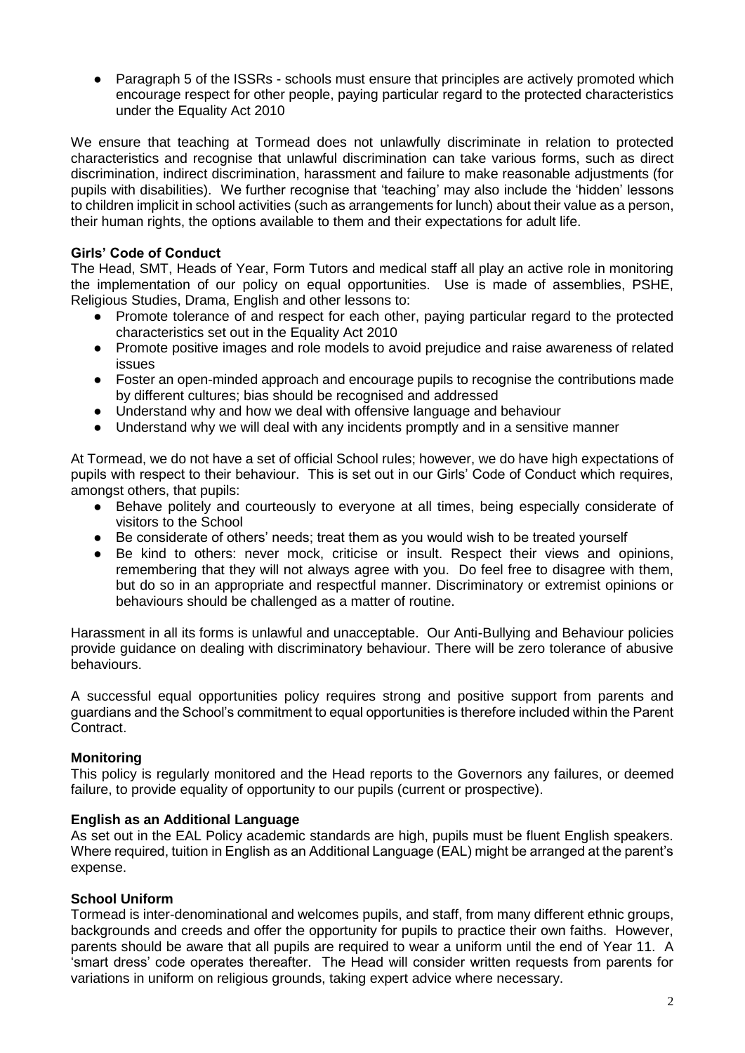- Paragraph 5 of the ISSRs - schools must ensure that principles are actively promoted which encourage respect for other people, paying particular regard to the protected characteristics under the Equality Act 2010

We ensure that teaching at Tormead does not unlawfully discriminate in relation to protected characteristics and recognise that unlawful discrimination can take various forms, such as direct discrimination, indirect discrimination, harassment and failure to make reasonable adjustments (for pupils with disabilities). We further recognise that 'teaching' may also include the 'hidden' lessons to children implicit in school activities (such as arrangements for lunch) about their value as a person, their human rights, the options available to them and their expectations for adult life.

**Girls' Code of Conduct**

The Head, SMT, Heads of Year, Form Tutors and medical staff all play an active role in monitoring the implementation of our policy on equal opportunities. Use is made of assemblies, PSHE, Religious Studies, Drama, English and other lessons to:

- Promote tolerance of and respect for each other, paying particular regard to the protected characteristics set out in the Equality Act 2010
- Promote positive images and role models to avoid prejudice and raise awareness of related issues
- Foster an open-minded approach and encourage pupils to recognise the contributions made by different cultures; bias should be recognised and addressed
- Understand why and how we deal with offensive language and behaviour
- Understand why we will deal with any incidents promptly and in a sensitive manner

At Tormead, we do not have a set of official School rules; however, we do have high expectations of pupils with respect to their behaviour. This is set out in our Girls' Code of Conduct which requires, amongst others, that pupils:

- Behave politely and courteously to everyone at all times, being especially considerate of visitors to the School
- Be considerate of others' needs; treat them as you would wish to be treated yourself
- Be kind to others: never mock, criticise or insult. Respect their views and opinions, remembering that they will not always agree with you. Do feel free to disagree with them, but do so in an appropriate and respectful manner. Discriminatory or extremist opinions or behaviours should be challenged as a matter of routine.

Harassment in all its forms is unlawful and unacceptable. Our Anti-Bullying and Behaviour policies provide guidance on dealing with discriminatory behaviour. There will be zero tolerance of abusive behaviours.

A successful equal opportunities policy requires strong and positive support from parents and guardians and the School's commitment to equal opportunities is therefore included within the Parent Contract.

**Monitoring**

This policy is regularly monitored and the Head reports to the Governors any failures, or deemed failure, to provide equality of opportunity to our pupils (current or prospective).

**English as an Additional Language**

As set out in the EAL Policy academic standards are high, pupils must be fluent English speakers. Where required, tuition in English as an Additional Language (EAL) might be arranged at the parent's expense.

**School Uniform**

Tormead is inter-denominational and welcomes pupils, and staff, from many different ethnic groups, backgrounds and creeds and offer the opportunity for pupils to practice their own faiths. However, parents should be aware that all pupils are required to wear a uniform until the end of Year 11. A 'smart dress' code operates thereafter. The Head will consider written requests from parents for variations in uniform on religious grounds, taking expert advice where necessary.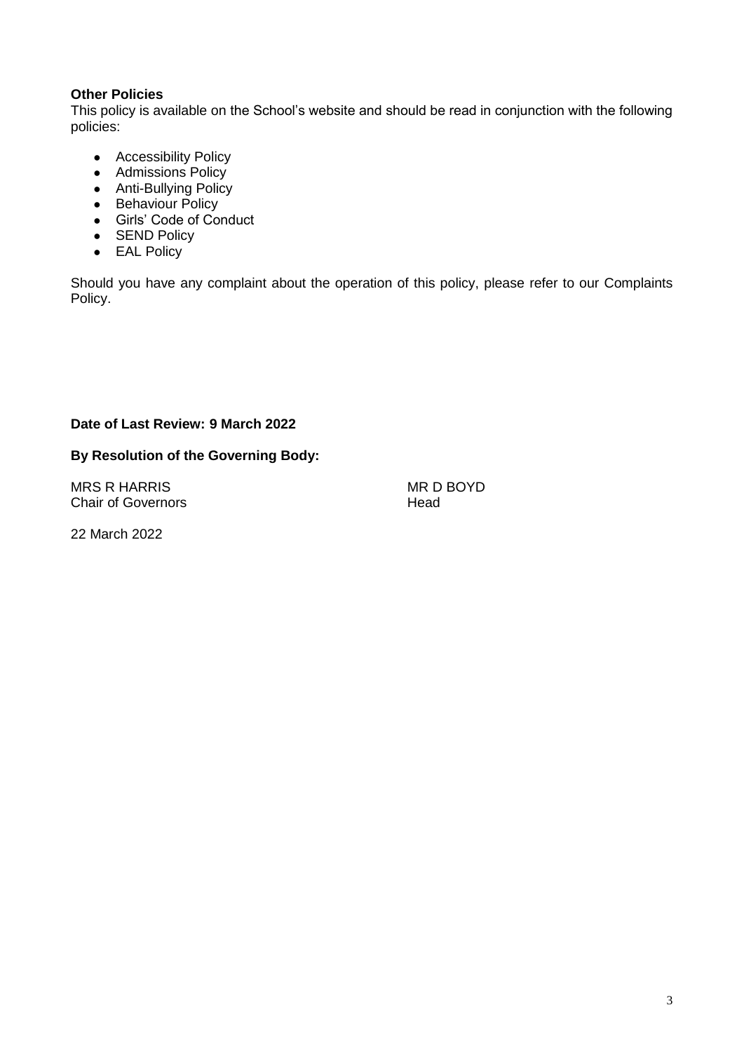**Other Policies**

This policy is available on the School's website and should be read in conjunction with the following policies:

- Accessibility Policy
- Admissions Policy
- Anti-Bullying Policy
- Behaviour Policy
- Girls' Code of Conduct
- SEND Policy
- EAL Policy

Should you have any complaint about the operation of this policy, please refer to our Complaints Policy.

**Date of Last Review: 9 March 2022**

**By Resolution of the Governing Body:**

MRS R HARRIS
Chair of Governors

MR D BOYD
Head

22 March 2022